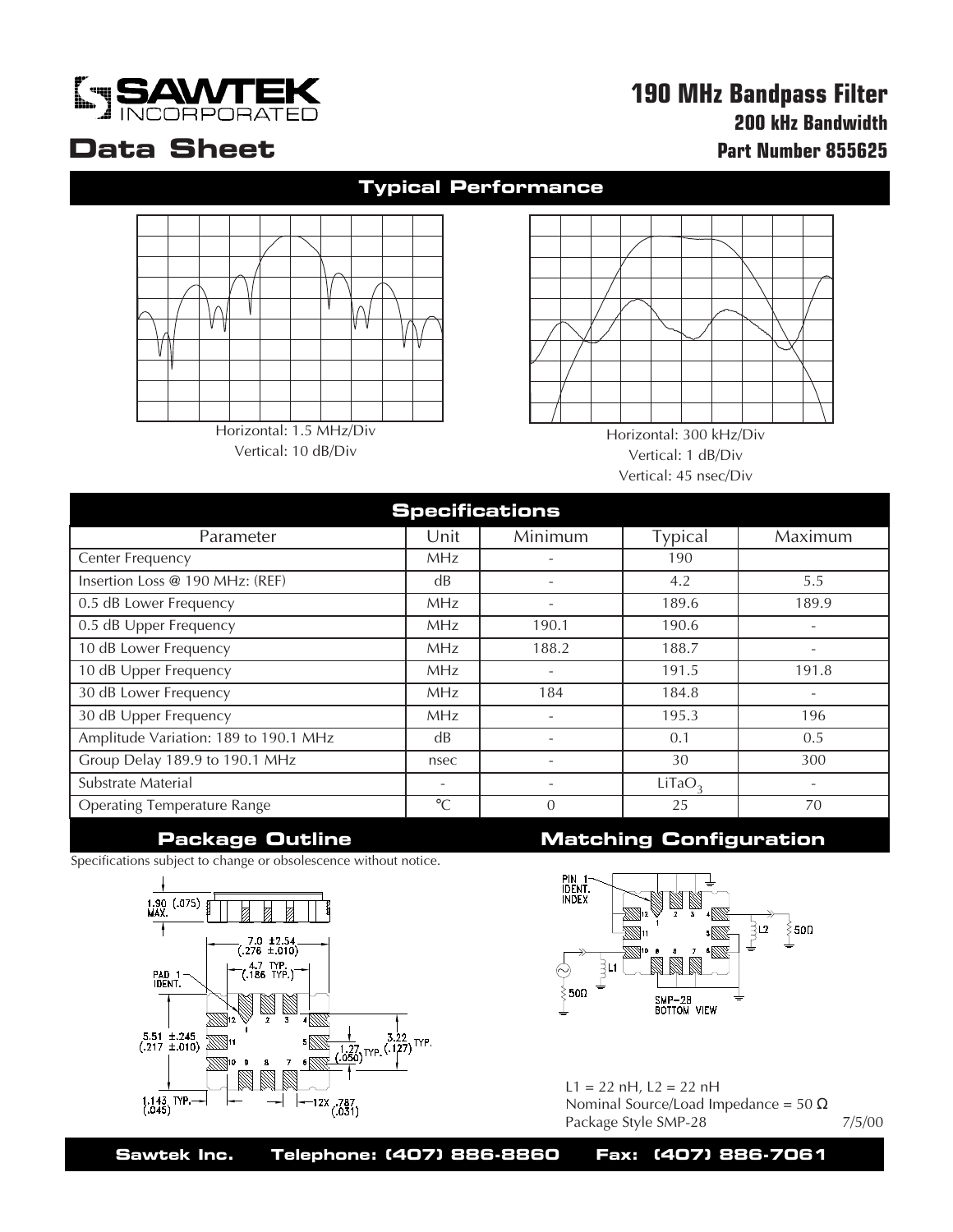# SAWTEK INCORPORATED

## Data Sheet

# 190 MHz Bandpass Filter

### 200 kHz Bandwidth

### Part Number 855625

## Typical Performance

Horizontal: 1.5 MHz/Div
Vertical: 10 dB/Div

Horizontal: 300 kHz/Div
Vertical: 1 dB/Div
Vertical: 45 nsec/Div

## Specifications

| Parameter | Unit | Minimum | Typical | Maximum |
|---|---|---|---|---|
| Center Frequency | MHz | - | 190 | |
| Insertion Loss @ 190 MHz: (REF) | dB | - | 4.2 | 5.5 |
| 0.5 dB Lower Frequency | MHz | - | 189.6 | 189.9 |
| 0.5 dB Upper Frequency | MHz | 190.1 | 190.6 | - |
| 10 dB Lower Frequency | MHz | 188.2 | 188.7 | - |
| 10 dB Upper Frequency | MHz | - | 191.5 | 191.8 |
| 30 dB Lower Frequency | MHz | 184 | 184.8 | - |
| 30 dB Upper Frequency | MHz | - | 195.3 | 196 |
| Amplitude Variation: 189 to 190.1 MHz | dB | - | 0.1 | 0.5 |
| Group Delay 189.9 to 190.1 MHz | nsec | - | 30 | 300 |
| Substrate Material | - | - | $LiTaO_3$ | - |
| Operating Temperature Range | °C | 0 | 25 | 70 |

## Package Outline

Specifications subject to change or obsolescence without notice.

1.90 (.075) MAX.
7.0 ±2.54 (.276 ±.010)
4.7 TYP. (.186 TYP.)
PAD 1 IDENT.
5.51 ±.245 (.217 ±.010)
1.27 TYP. (.050)
3.22 (.127) TYP.
1.143 TYP. (.045)
12X .787 (.031)

## Matching Configuration

PIN 1 IDENT. INDEX
L1
L2
50Ω
50Ω
SMP-28 BOTTOM VIEW

L1 = 22 nH, L2 = 22 nH
Nominal Source/Load Impedance = 50 Ω
Package Style SMP-28

7/5/00

Sawtek Inc. Telephone: (407) 886-8860 Fax: (407) 886-7061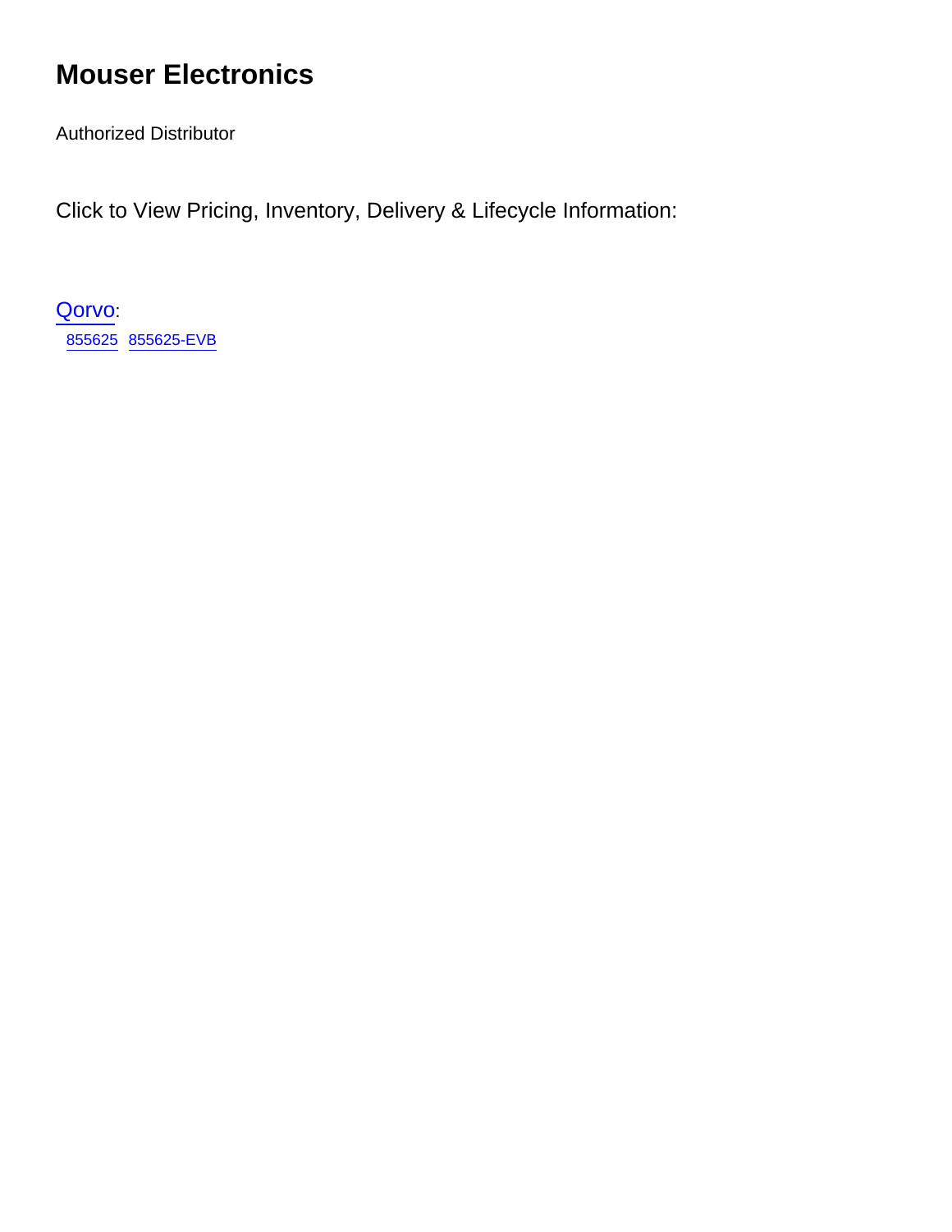# Mouser Electronics

Authorized Distributor

Click to View Pricing, Inventory, Delivery & Lifecycle Information:

Qorvo:

855625 855625-EVB